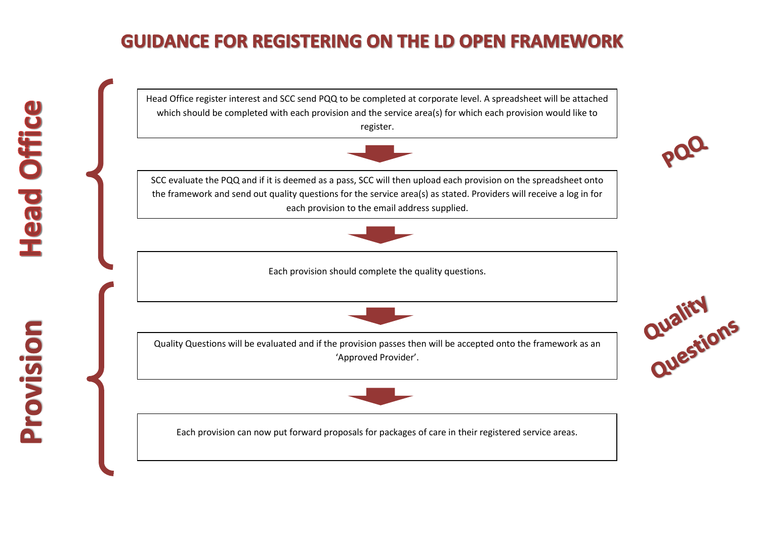# GUIDANCE FOR REGISTERING ON THE LD OPEN FRAMEWORK

**Head Office**

**PQQ**

Head Office register interest and SCC send PQQ to be completed at corporate level. A spreadsheet will be attached which should be completed with each provision and the service area(s) for which each provision would like to register.

↓

SCC evaluate the PQQ and if it is deemed as a pass, SCC will then upload each provision on the spreadsheet onto the framework and send out quality questions for the service area(s) as stated. Providers will receive a log in for each provision to the email address supplied.

↓

**Provision**

**Quality Questions**

Each provision should complete the quality questions.

↓

Quality Questions will be evaluated and if the provision passes then will be accepted onto the framework as an 'Approved Provider'.

↓

Each provision can now put forward proposals for packages of care in their registered service areas.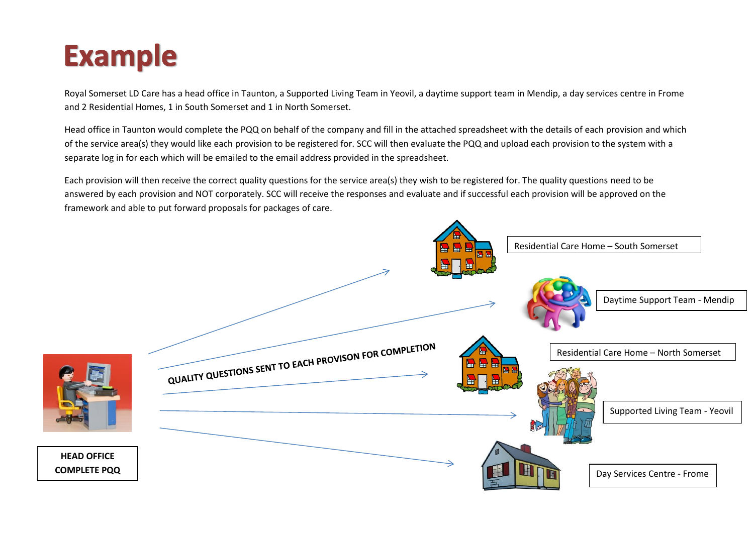# Example

Royal Somerset LD Care has a head office in Taunton, a Supported Living Team in Yeovil, a daytime support team in Mendip, a day services centre in Frome and 2 Residential Homes, 1 in South Somerset and 1 in North Somerset.

Head office in Taunton would complete the PQQ on behalf of the company and fill in the attached spreadsheet with the details of each provision and which of the service area(s) they would like each provision to be registered for. SCC will then evaluate the PQQ and upload each provision to the system with a separate log in for each which will be emailed to the email address provided in the spreadsheet.

Each provision will then receive the correct quality questions for the service area(s) they wish to be registered for. The quality questions need to be answered by each provision and NOT corporately. SCC will receive the responses and evaluate and if successful each provision will be approved on the framework and able to put forward proposals for packages of care.

QUALITY QUESTIONS SENT TO EACH PROVISON FOR COMPLETION

HEAD OFFICE COMPLETE PQQ

Residential Care Home – South Somerset

Daytime Support Team - Mendip

Residential Care Home – North Somerset

Supported Living Team - Yeovil

Day Services Centre - Frome